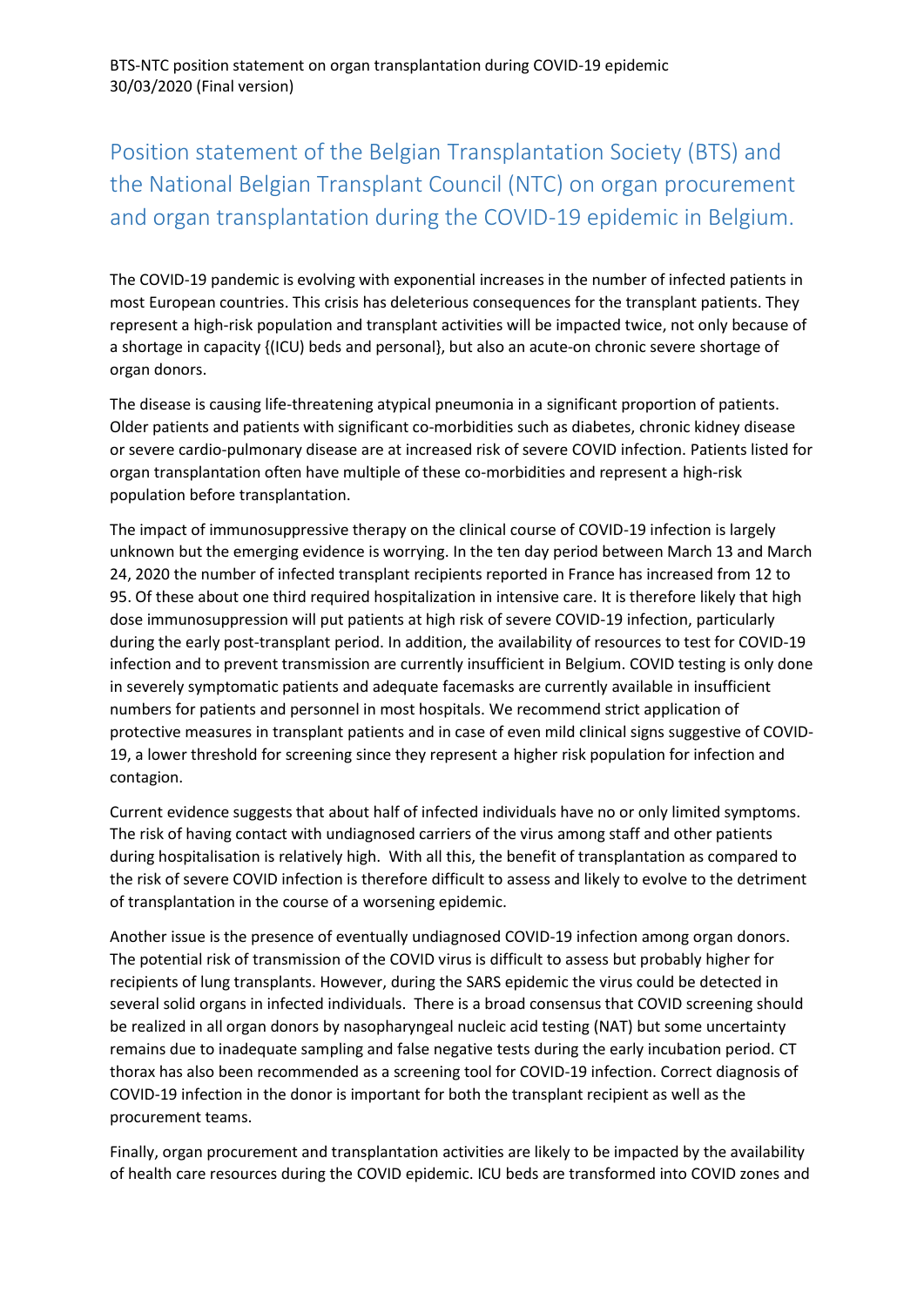BTS-NTC position statement on organ transplantation during COVID-19 epidemic
30/03/2020 (Final version)

# Position statement of the Belgian Transplantation Society (BTS) and the National Belgian Transplant Council (NTC) on organ procurement and organ transplantation during the COVID-19 epidemic in Belgium.

The COVID-19 pandemic is evolving with exponential increases in the number of infected patients in most European countries. This crisis has deleterious consequences for the transplant patients. They represent a high-risk population and transplant activities will be impacted twice, not only because of a shortage in capacity {(ICU) beds and personal}, but also an acute-on chronic severe shortage of organ donors.

The disease is causing life-threatening atypical pneumonia in a significant proportion of patients. Older patients and patients with significant co-morbidities such as diabetes, chronic kidney disease or severe cardio-pulmonary disease are at increased risk of severe COVID infection. Patients listed for organ transplantation often have multiple of these co-morbidities and represent a high-risk population before transplantation.

The impact of immunosuppressive therapy on the clinical course of COVID-19 infection is largely unknown but the emerging evidence is worrying. In the ten day period between March 13 and March 24, 2020 the number of infected transplant recipients reported in France has increased from 12 to 95. Of these about one third required hospitalization in intensive care. It is therefore likely that high dose immunosuppression will put patients at high risk of severe COVID-19 infection, particularly during the early post-transplant period. In addition, the availability of resources to test for COVID-19 infection and to prevent transmission are currently insufficient in Belgium. COVID testing is only done in severely symptomatic patients and adequate facemasks are currently available in insufficient numbers for patients and personnel in most hospitals. We recommend strict application of protective measures in transplant patients and in case of even mild clinical signs suggestive of COVID-19, a lower threshold for screening since they represent a higher risk population for infection and contagion.

Current evidence suggests that about half of infected individuals have no or only limited symptoms. The risk of having contact with undiagnosed carriers of the virus among staff and other patients during hospitalisation is relatively high. With all this, the benefit of transplantation as compared to the risk of severe COVID infection is therefore difficult to assess and likely to evolve to the detriment of transplantation in the course of a worsening epidemic.

Another issue is the presence of eventually undiagnosed COVID-19 infection among organ donors. The potential risk of transmission of the COVID virus is difficult to assess but probably higher for recipients of lung transplants. However, during the SARS epidemic the virus could be detected in several solid organs in infected individuals. There is a broad consensus that COVID screening should be realized in all organ donors by nasopharyngeal nucleic acid testing (NAT) but some uncertainty remains due to inadequate sampling and false negative tests during the early incubation period. CT thorax has also been recommended as a screening tool for COVID-19 infection. Correct diagnosis of COVID-19 infection in the donor is important for both the transplant recipient as well as the procurement teams.

Finally, organ procurement and transplantation activities are likely to be impacted by the availability of health care resources during the COVID epidemic. ICU beds are transformed into COVID zones and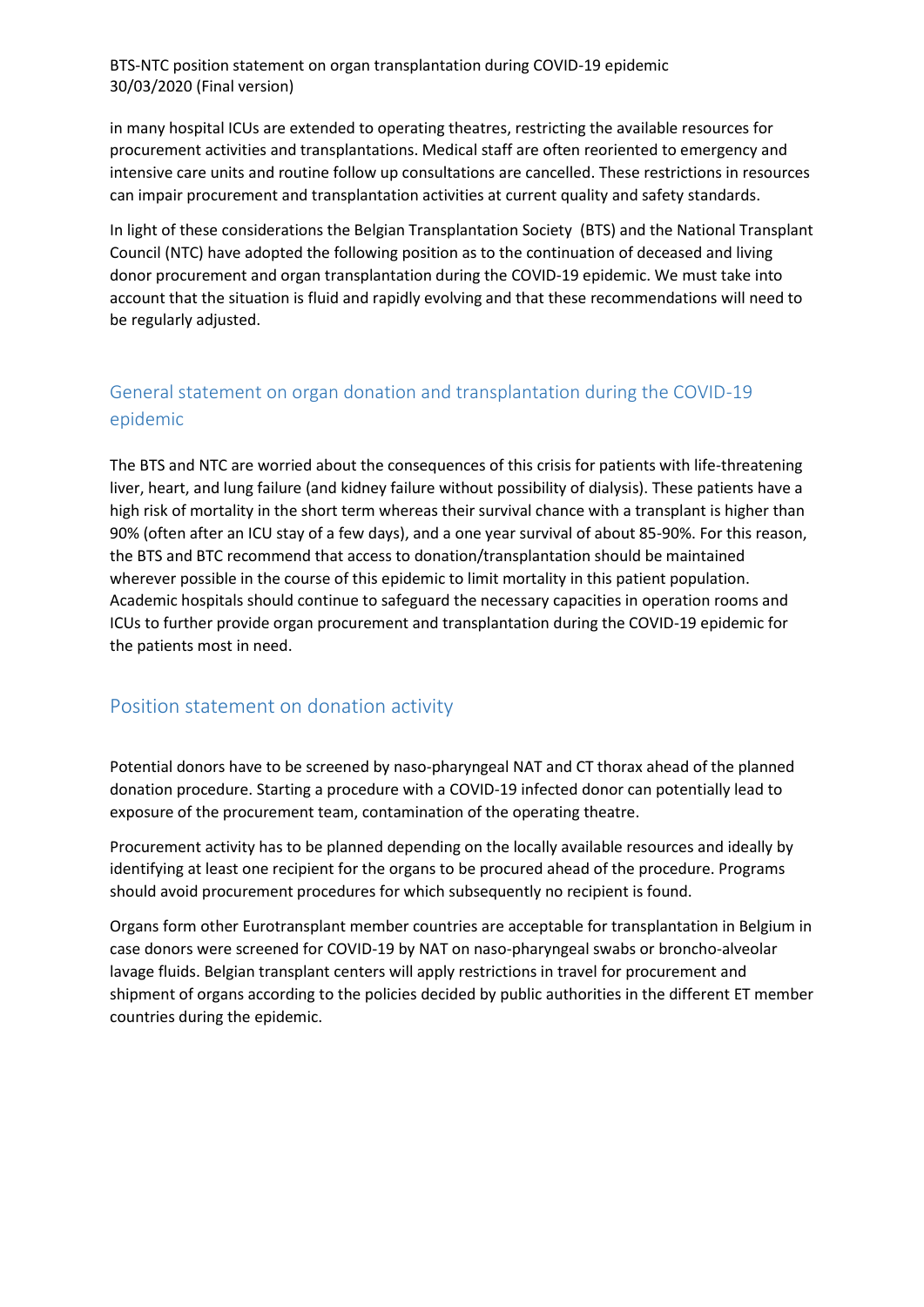in many hospital ICUs are extended to operating theatres, restricting the available resources for procurement activities and transplantations. Medical staff are often reoriented to emergency and intensive care units and routine follow up consultations are cancelled. These restrictions in resources can impair procurement and transplantation activities at current quality and safety standards.

In light of these considerations the Belgian Transplantation Society (BTS) and the National Transplant Council (NTC) have adopted the following position as to the continuation of deceased and living donor procurement and organ transplantation during the COVID-19 epidemic. We must take into account that the situation is fluid and rapidly evolving and that these recommendations will need to be regularly adjusted.

## General statement on organ donation and transplantation during the COVID-19 epidemic

The BTS and NTC are worried about the consequences of this crisis for patients with life-threatening liver, heart, and lung failure (and kidney failure without possibility of dialysis). These patients have a high risk of mortality in the short term whereas their survival chance with a transplant is higher than 90% (often after an ICU stay of a few days), and a one year survival of about 85-90%. For this reason, the BTS and BTC recommend that access to donation/transplantation should be maintained wherever possible in the course of this epidemic to limit mortality in this patient population. Academic hospitals should continue to safeguard the necessary capacities in operation rooms and ICUs to further provide organ procurement and transplantation during the COVID-19 epidemic for the patients most in need.

## Position statement on donation activity

Potential donors have to be screened by naso-pharyngeal NAT and CT thorax ahead of the planned donation procedure. Starting a procedure with a COVID-19 infected donor can potentially lead to exposure of the procurement team, contamination of the operating theatre.

Procurement activity has to be planned depending on the locally available resources and ideally by identifying at least one recipient for the organs to be procured ahead of the procedure. Programs should avoid procurement procedures for which subsequently no recipient is found.

Organs form other Eurotransplant member countries are acceptable for transplantation in Belgium in case donors were screened for COVID-19 by NAT on naso-pharyngeal swabs or broncho-alveolar lavage fluids. Belgian transplant centers will apply restrictions in travel for procurement and shipment of organs according to the policies decided by public authorities in the different ET member countries during the epidemic.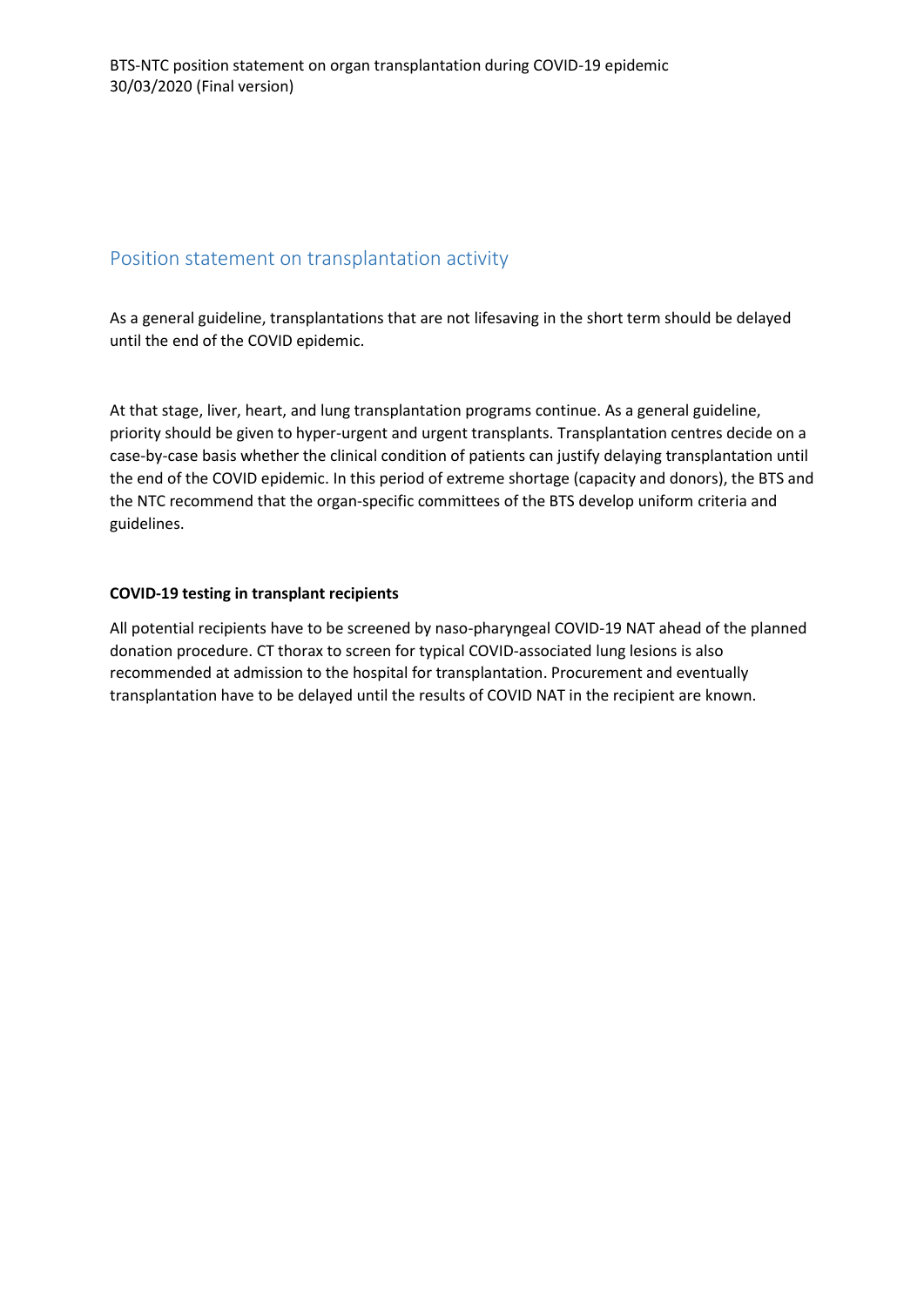## Position statement on transplantation activity

As a general guideline, transplantations that are not lifesaving in the short term should be delayed until the end of the COVID epidemic.

At that stage, liver, heart, and lung transplantation programs continue. As a general guideline, priority should be given to hyper-urgent and urgent transplants. Transplantation centres decide on a case-by-case basis whether the clinical condition of patients can justify delaying transplantation until the end of the COVID epidemic. In this period of extreme shortage (capacity and donors), the BTS and the NTC recommend that the organ-specific committees of the BTS develop uniform criteria and guidelines.

**COVID-19 testing in transplant recipients**

All potential recipients have to be screened by naso-pharyngeal COVID-19 NAT ahead of the planned donation procedure. CT thorax to screen for typical COVID-associated lung lesions is also recommended at admission to the hospital for transplantation. Procurement and eventually transplantation have to be delayed until the results of COVID NAT in the recipient are known.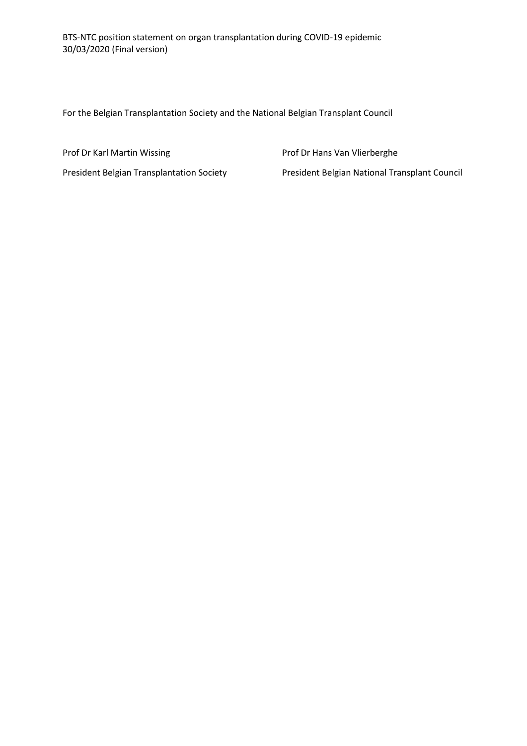For the Belgian Transplantation Society and the National Belgian Transplant Council

Prof Dr Karl Martin Wissing
President Belgian Transplantation Society

Prof Dr Hans Van Vlierberghe
President Belgian National Transplant Council